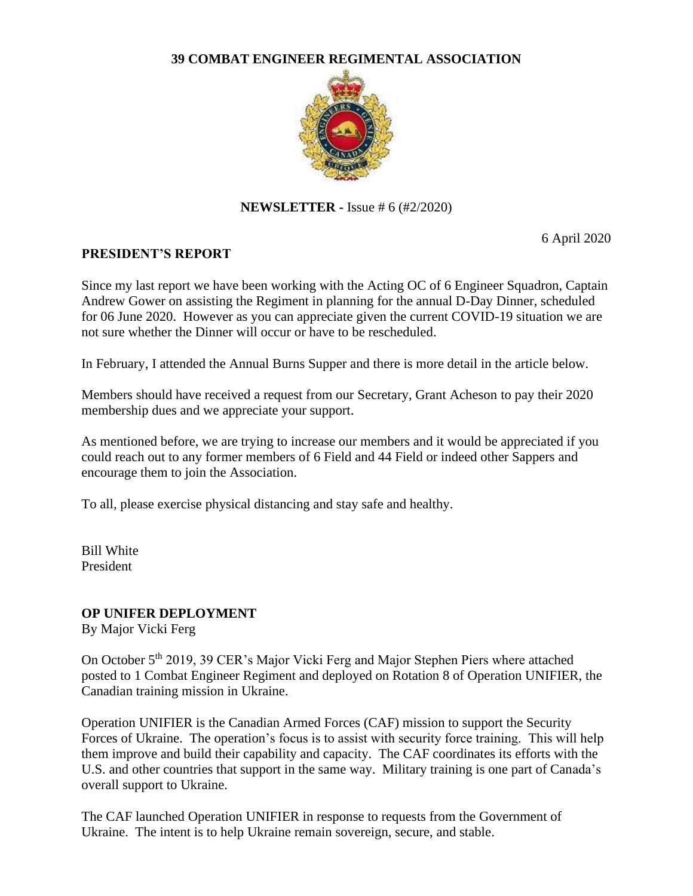**39 COMBAT ENGINEER REGIMENTAL ASSOCIATION**

**NEWSLETTER** - Issue # 6 (#2/2020)

6 April 2020

## PRESIDENT'S REPORT

Since my last report we have been working with the Acting OC of 6 Engineer Squadron, Captain Andrew Gower on assisting the Regiment in planning for the annual D-Day Dinner, scheduled for 06 June 2020. However as you can appreciate given the current COVID-19 situation we are not sure whether the Dinner will occur or have to be rescheduled.

In February, I attended the Annual Burns Supper and there is more detail in the article below.

Members should have received a request from our Secretary, Grant Acheson to pay their 2020 membership dues and we appreciate your support.

As mentioned before, we are trying to increase our members and it would be appreciated if you could reach out to any former members of 6 Field and 44 Field or indeed other Sappers and encourage them to join the Association.

To all, please exercise physical distancing and stay safe and healthy.

Bill White
President

## OP UNIFER DEPLOYMENT

By Major Vicki Ferg

On October 5th 2019, 39 CER's Major Vicki Ferg and Major Stephen Piers where attached posted to 1 Combat Engineer Regiment and deployed on Rotation 8 of Operation UNIFIER, the Canadian training mission in Ukraine.

Operation UNIFIER is the Canadian Armed Forces (CAF) mission to support the Security Forces of Ukraine. The operation's focus is to assist with security force training. This will help them improve and build their capability and capacity. The CAF coordinates its efforts with the U.S. and other countries that support in the same way. Military training is one part of Canada's overall support to Ukraine.

The CAF launched Operation UNIFIER in response to requests from the Government of Ukraine. The intent is to help Ukraine remain sovereign, secure, and stable.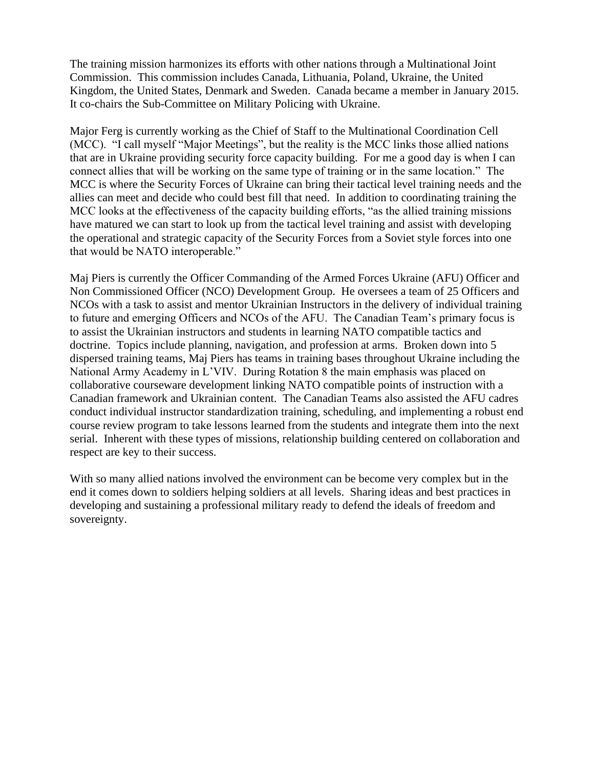The training mission harmonizes its efforts with other nations through a Multinational Joint Commission. This commission includes Canada, Lithuania, Poland, Ukraine, the United Kingdom, the United States, Denmark and Sweden. Canada became a member in January 2015. It co-chairs the Sub-Committee on Military Policing with Ukraine.

Major Ferg is currently working as the Chief of Staff to the Multinational Coordination Cell (MCC). "I call myself "Major Meetings", but the reality is the MCC links those allied nations that are in Ukraine providing security force capacity building. For me a good day is when I can connect allies that will be working on the same type of training or in the same location." The MCC is where the Security Forces of Ukraine can bring their tactical level training needs and the allies can meet and decide who could best fill that need. In addition to coordinating training the MCC looks at the effectiveness of the capacity building efforts, "as the allied training missions have matured we can start to look up from the tactical level training and assist with developing the operational and strategic capacity of the Security Forces from a Soviet style forces into one that would be NATO interoperable."

Maj Piers is currently the Officer Commanding of the Armed Forces Ukraine (AFU) Officer and Non Commissioned Officer (NCO) Development Group. He oversees a team of 25 Officers and NCOs with a task to assist and mentor Ukrainian Instructors in the delivery of individual training to future and emerging Officers and NCOs of the AFU. The Canadian Team's primary focus is to assist the Ukrainian instructors and students in learning NATO compatible tactics and doctrine. Topics include planning, navigation, and profession at arms. Broken down into 5 dispersed training teams, Maj Piers has teams in training bases throughout Ukraine including the National Army Academy in L'VIV. During Rotation 8 the main emphasis was placed on collaborative courseware development linking NATO compatible points of instruction with a Canadian framework and Ukrainian content. The Canadian Teams also assisted the AFU cadres conduct individual instructor standardization training, scheduling, and implementing a robust end course review program to take lessons learned from the students and integrate them into the next serial. Inherent with these types of missions, relationship building centered on collaboration and respect are key to their success.

With so many allied nations involved the environment can be become very complex but in the end it comes down to soldiers helping soldiers at all levels. Sharing ideas and best practices in developing and sustaining a professional military ready to defend the ideals of freedom and sovereignty.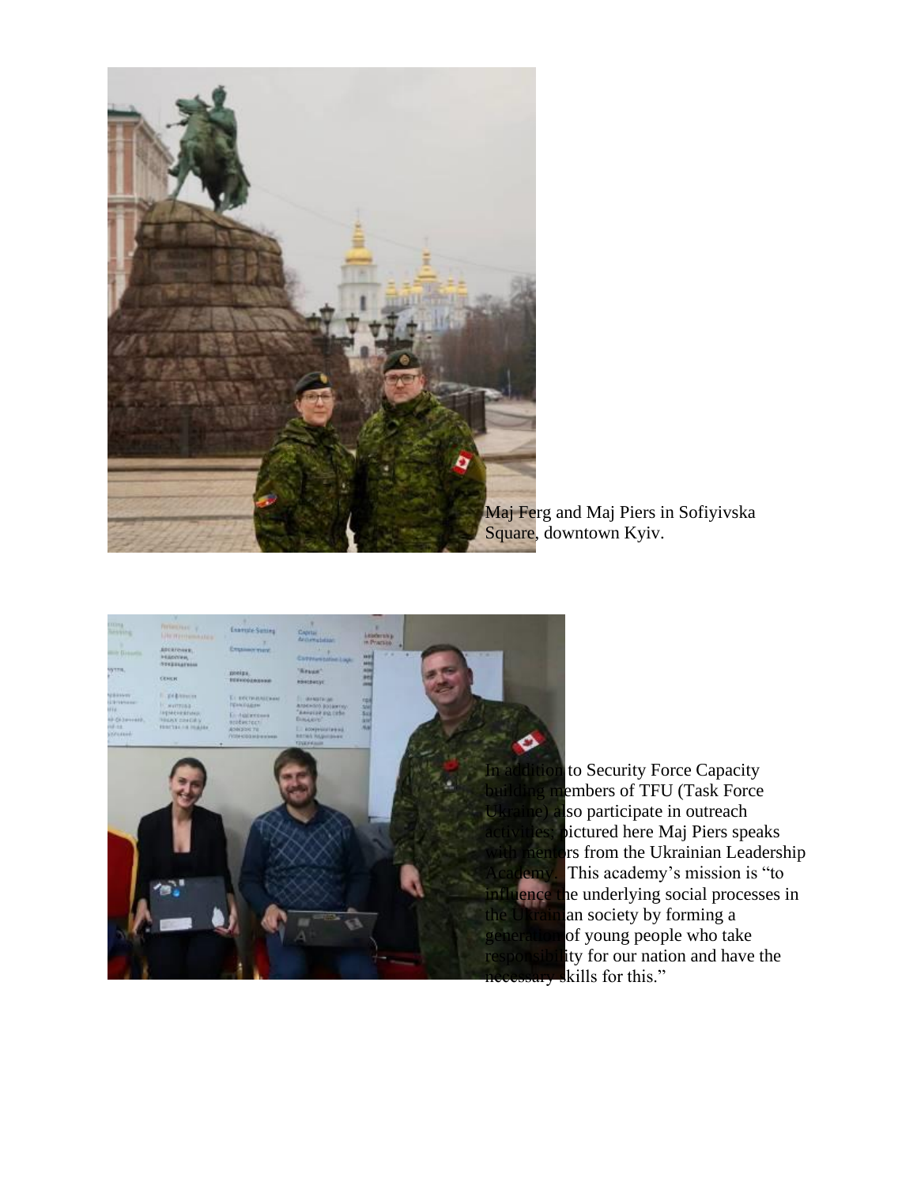Maj Ferg and Maj Piers in Sofiyivska Square, downtown Kyiv.

In addition to Security Force Capacity building members of TFU (Task Force Ukraine) also participate in outreach activities; pictured here Maj Piers speaks with mentors from the Ukrainian Leadership Academy. This academy's mission is "to influence the underlying social processes in the Ukrainian society by forming a generation of young people who take responsibility for our nation and have the necessary skills for this."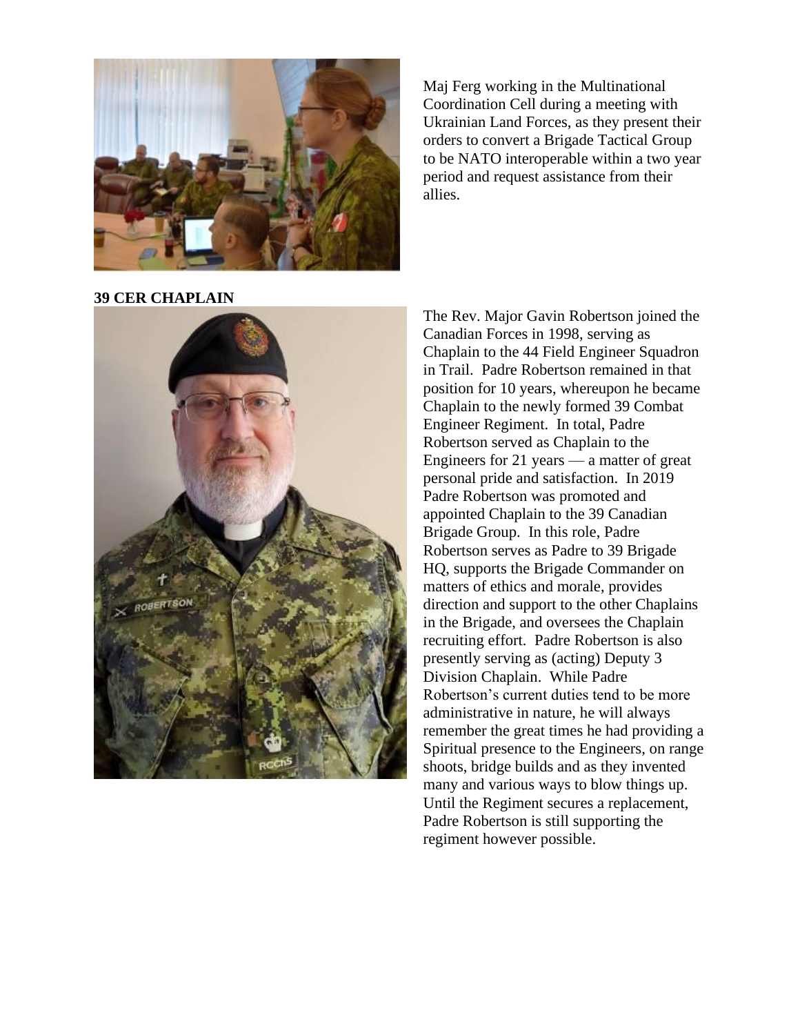Maj Ferg working in the Multinational Coordination Cell during a meeting with Ukrainian Land Forces, as they present their orders to convert a Brigade Tactical Group to be NATO interoperable within a two year period and request assistance from their allies.

**39 CER CHAPLAIN**

The Rev. Major Gavin Robertson joined the Canadian Forces in 1998, serving as Chaplain to the 44 Field Engineer Squadron in Trail. Padre Robertson remained in that position for 10 years, whereupon he became Chaplain to the newly formed 39 Combat Engineer Regiment. In total, Padre Robertson served as Chaplain to the Engineers for 21 years — a matter of great personal pride and satisfaction. In 2019 Padre Robertson was promoted and appointed Chaplain to the 39 Canadian Brigade Group. In this role, Padre Robertson serves as Padre to 39 Brigade HQ, supports the Brigade Commander on matters of ethics and morale, provides direction and support to the other Chaplains in the Brigade, and oversees the Chaplain recruiting effort. Padre Robertson is also presently serving as (acting) Deputy 3 Division Chaplain. While Padre Robertson's current duties tend to be more administrative in nature, he will always remember the great times he had providing a Spiritual presence to the Engineers, on range shoots, bridge builds and as they invented many and various ways to blow things up. Until the Regiment secures a replacement, Padre Robertson is still supporting the regiment however possible.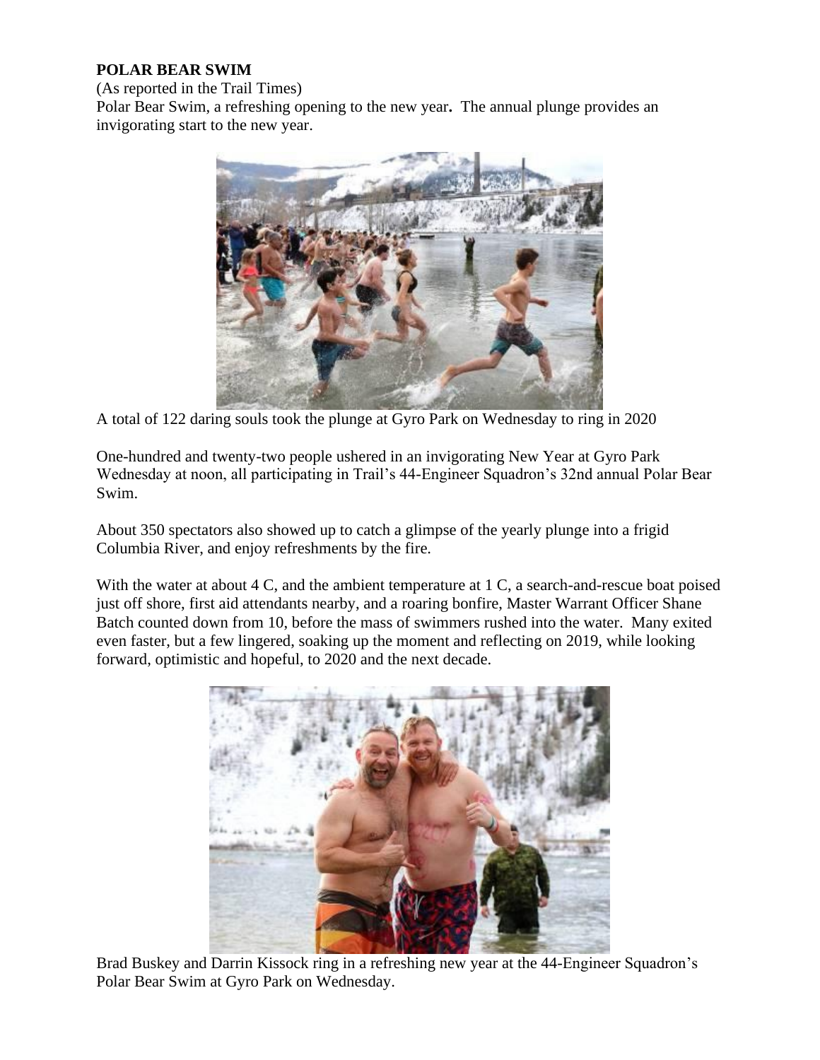**POLAR BEAR SWIM**

(As reported in the Trail Times)

Polar Bear Swim, a refreshing opening to the new year**.** The annual plunge provides an invigorating start to the new year.

A total of 122 daring souls took the plunge at Gyro Park on Wednesday to ring in 2020

One-hundred and twenty-two people ushered in an invigorating New Year at Gyro Park Wednesday at noon, all participating in Trail's 44-Engineer Squadron's 32nd annual Polar Bear Swim.

About 350 spectators also showed up to catch a glimpse of the yearly plunge into a frigid Columbia River, and enjoy refreshments by the fire.

With the water at about 4 C, and the ambient temperature at 1 C, a search-and-rescue boat poised just off shore, first aid attendants nearby, and a roaring bonfire, Master Warrant Officer Shane Batch counted down from 10, before the mass of swimmers rushed into the water. Many exited even faster, but a few lingered, soaking up the moment and reflecting on 2019, while looking forward, optimistic and hopeful, to 2020 and the next decade.

Brad Buskey and Darrin Kissock ring in a refreshing new year at the 44-Engineer Squadron's Polar Bear Swim at Gyro Park on Wednesday.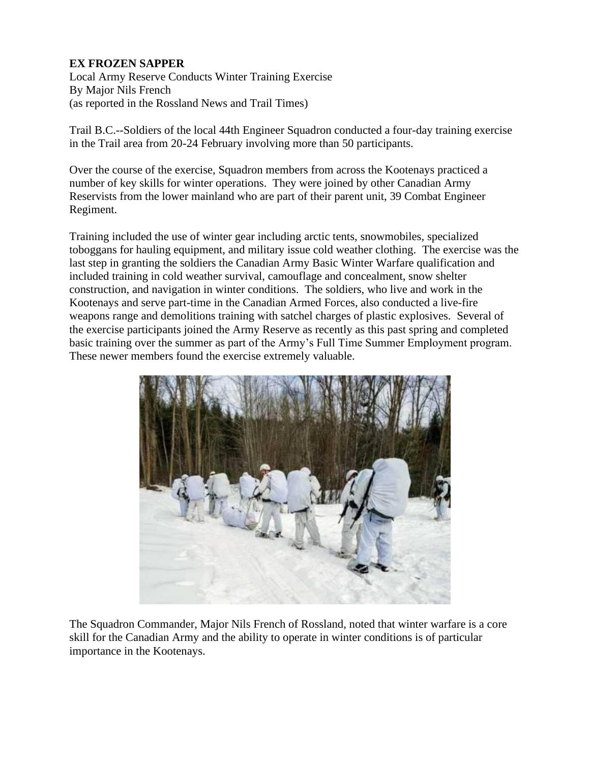**EX FROZEN SAPPER**

Local Army Reserve Conducts Winter Training Exercise
By Major Nils French
(as reported in the Rossland News and Trail Times)

Trail B.C.--Soldiers of the local 44th Engineer Squadron conducted a four-day training exercise in the Trail area from 20-24 February involving more than 50 participants.

Over the course of the exercise, Squadron members from across the Kootenays practiced a number of key skills for winter operations. They were joined by other Canadian Army Reservists from the lower mainland who are part of their parent unit, 39 Combat Engineer Regiment.

Training included the use of winter gear including arctic tents, snowmobiles, specialized toboggans for hauling equipment, and military issue cold weather clothing. The exercise was the last step in granting the soldiers the Canadian Army Basic Winter Warfare qualification and included training in cold weather survival, camouflage and concealment, snow shelter construction, and navigation in winter conditions. The soldiers, who live and work in the Kootenays and serve part-time in the Canadian Armed Forces, also conducted a live-fire weapons range and demolitions training with satchel charges of plastic explosives. Several of the exercise participants joined the Army Reserve as recently as this past spring and completed basic training over the summer as part of the Army's Full Time Summer Employment program. These newer members found the exercise extremely valuable.

The Squadron Commander, Major Nils French of Rossland, noted that winter warfare is a core skill for the Canadian Army and the ability to operate in winter conditions is of particular importance in the Kootenays.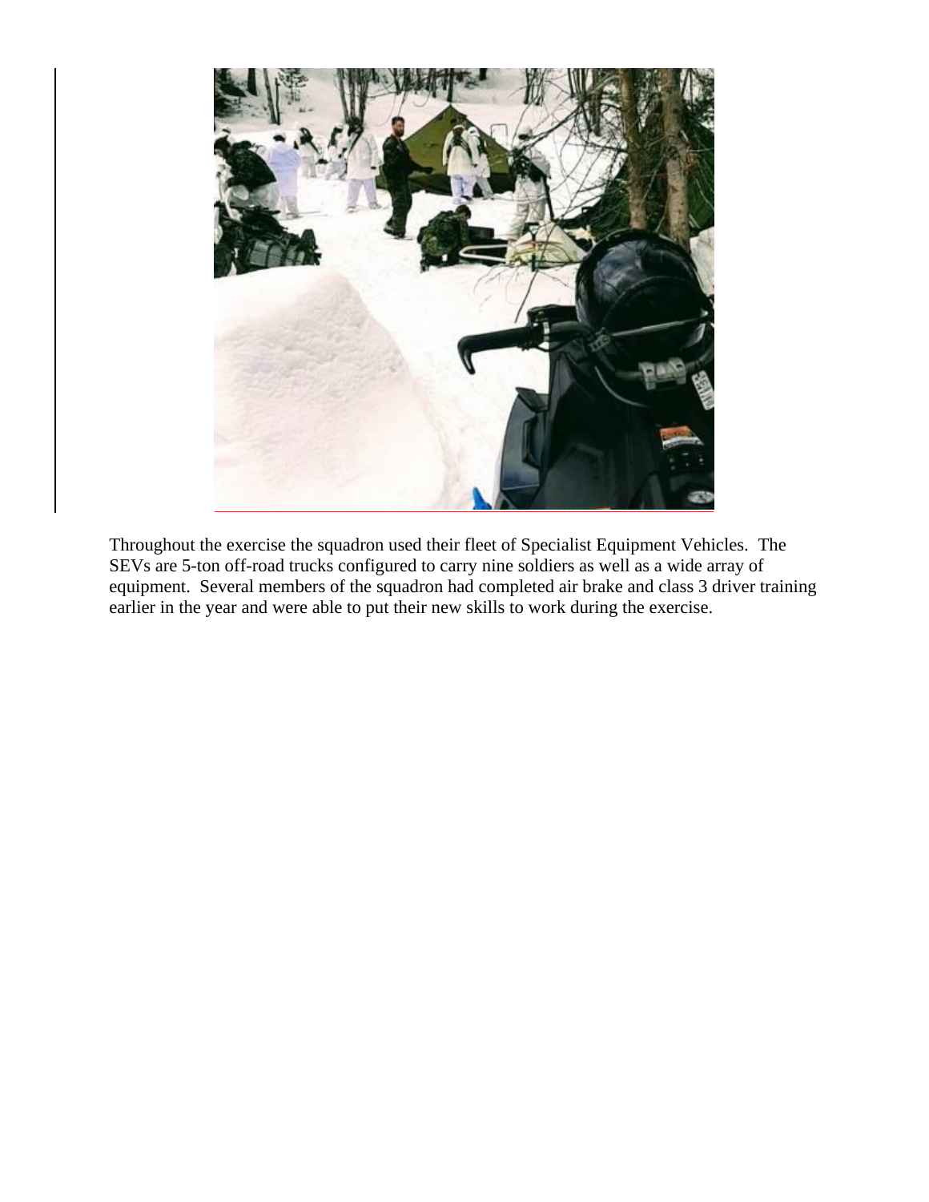Throughout the exercise the squadron used their fleet of Specialist Equipment Vehicles. The SEVs are 5-ton off-road trucks configured to carry nine soldiers as well as a wide array of equipment. Several members of the squadron had completed air brake and class 3 driver training earlier in the year and were able to put their new skills to work during the exercise.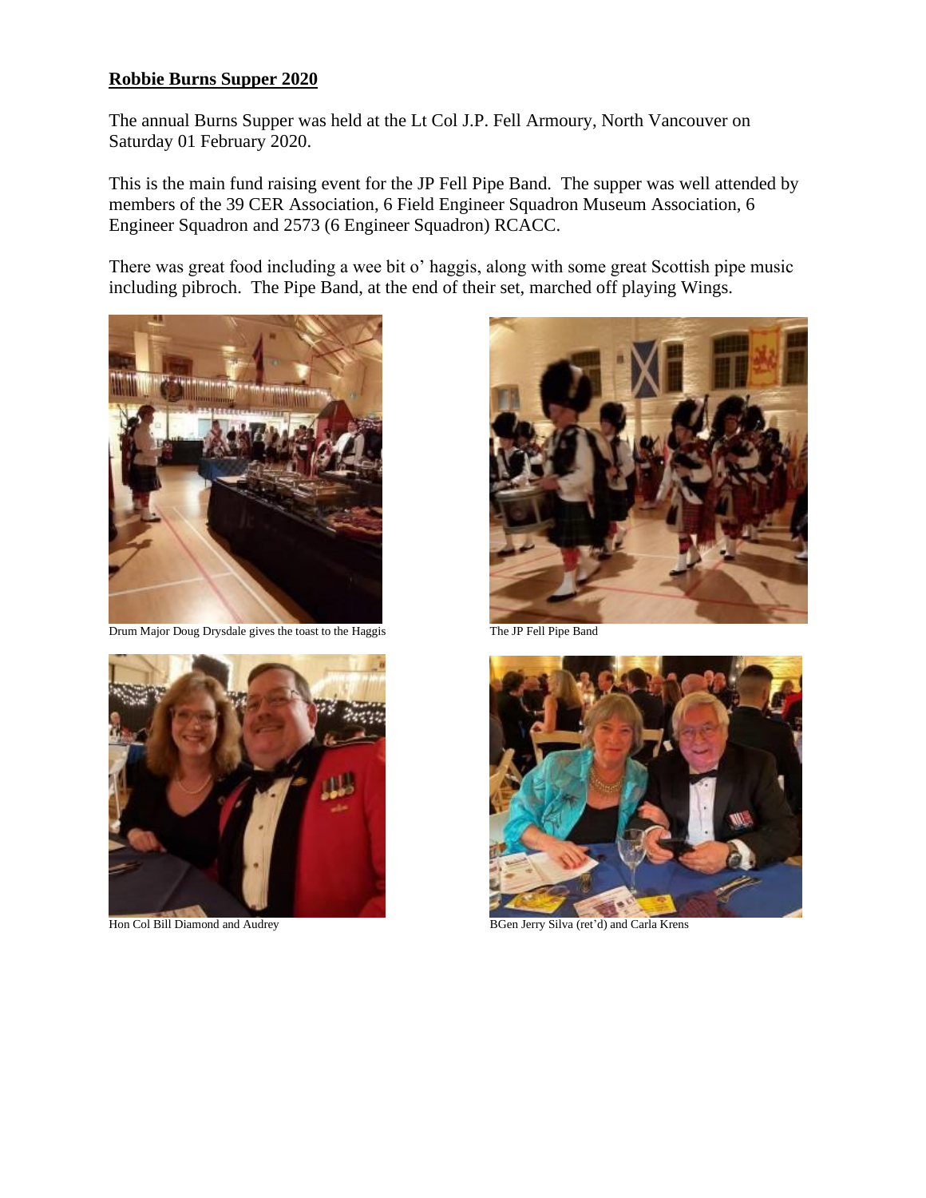**Robbie Burns Supper 2020**

The annual Burns Supper was held at the Lt Col J.P. Fell Armoury, North Vancouver on Saturday 01 February 2020.

This is the main fund raising event for the JP Fell Pipe Band. The supper was well attended by members of the 39 CER Association, 6 Field Engineer Squadron Museum Association, 6 Engineer Squadron and 2573 (6 Engineer Squadron) RCACC.

There was great food including a wee bit o' haggis, along with some great Scottish pipe music including pibroch. The Pipe Band, at the end of their set, marched off playing Wings.

Drum Major Doug Drysdale gives the toast to the Haggis

The JP Fell Pipe Band

Hon Col Bill Diamond and Audrey

BGen Jerry Silva (ret'd) and Carla Krens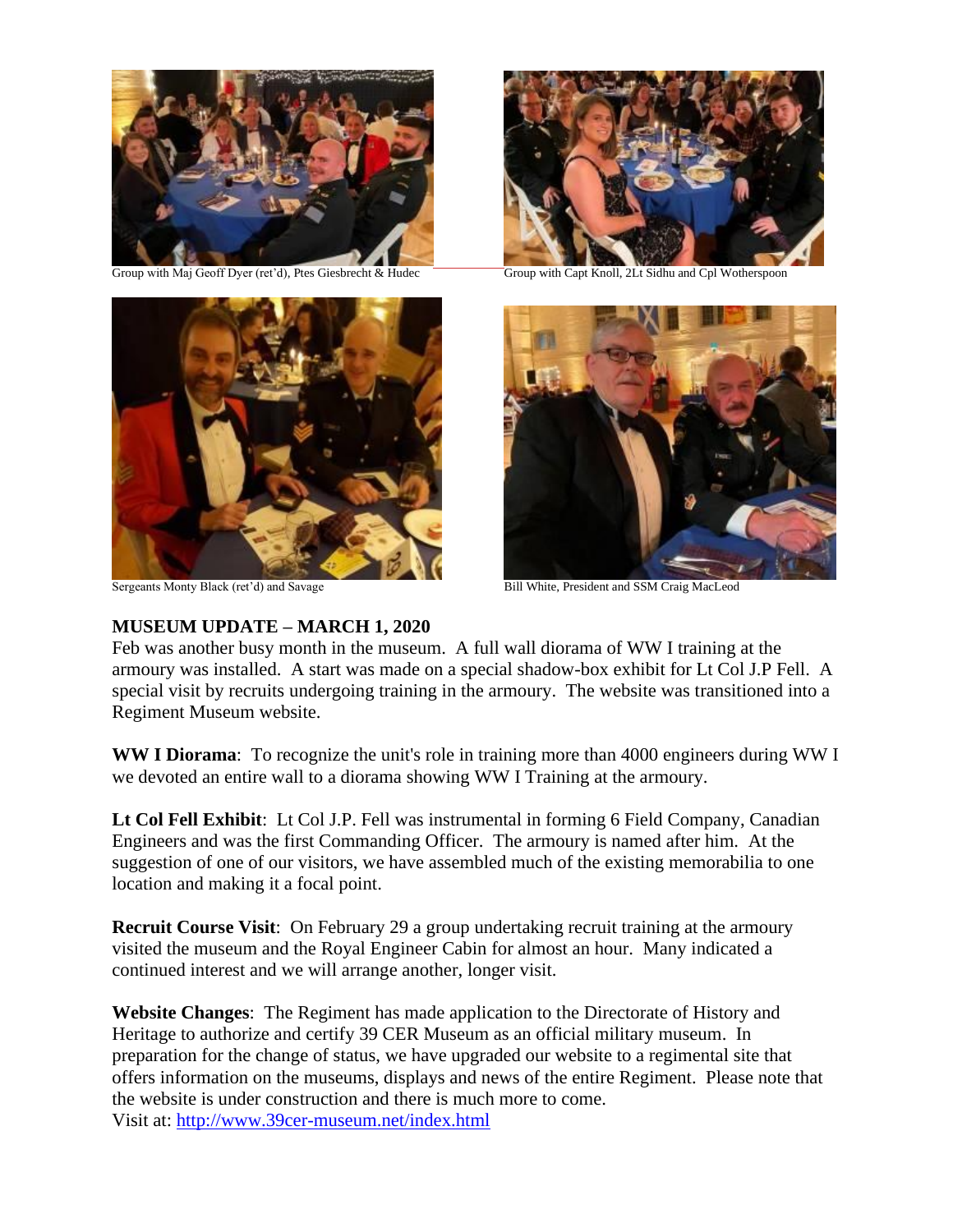Group with Maj Geoff Dyer (ret'd), Ptes Giesbrecht & Hudec

Group with Capt Knoll, 2Lt Sidhu and Cpl Wotherspoon

Sergeants Monty Black (ret'd) and Savage

Bill White, President and SSM Craig MacLeod

**MUSEUM UPDATE – MARCH 1, 2020**

Feb was another busy month in the museum. A full wall diorama of WW I training at the armoury was installed. A start was made on a special shadow-box exhibit for Lt Col J.P Fell. A special visit by recruits undergoing training in the armoury. The website was transitioned into a Regiment Museum website.

**WW I Diorama**: To recognize the unit's role in training more than 4000 engineers during WW I we devoted an entire wall to a diorama showing WW I Training at the armoury.

**Lt Col Fell Exhibit**: Lt Col J.P. Fell was instrumental in forming 6 Field Company, Canadian Engineers and was the first Commanding Officer. The armoury is named after him. At the suggestion of one of our visitors, we have assembled much of the existing memorabilia to one location and making it a focal point.

**Recruit Course Visit**: On February 29 a group undertaking recruit training at the armoury visited the museum and the Royal Engineer Cabin for almost an hour. Many indicated a continued interest and we will arrange another, longer visit.

**Website Changes**: The Regiment has made application to the Directorate of History and Heritage to authorize and certify 39 CER Museum as an official military museum. In preparation for the change of status, we have upgraded our website to a regimental site that offers information on the museums, displays and news of the entire Regiment. Please note that the website is under construction and there is much more to come.
Visit at: http://www.39cer-museum.net/index.html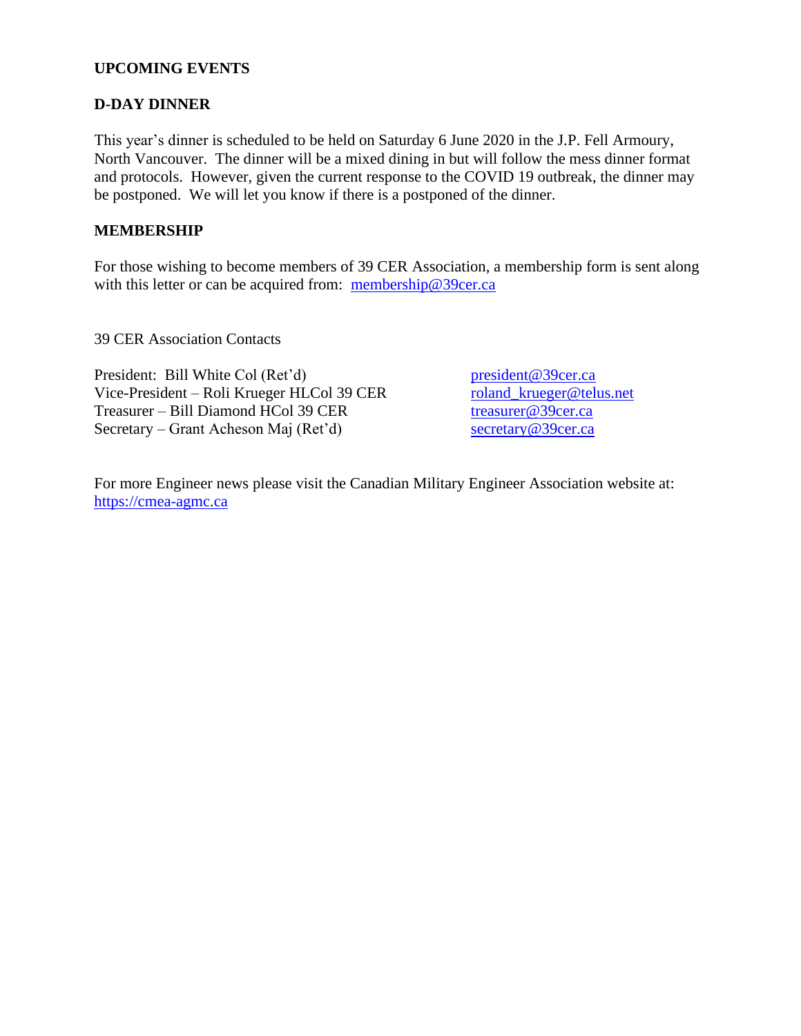## UPCOMING EVENTS

### D-DAY DINNER

This year's dinner is scheduled to be held on Saturday 6 June 2020 in the J.P. Fell Armoury, North Vancouver. The dinner will be a mixed dining in but will follow the mess dinner format and protocols. However, given the current response to the COVID 19 outbreak, the dinner may be postponed. We will let you know if there is a postponed of the dinner.

### MEMBERSHIP

For those wishing to become members of 39 CER Association, a membership form is sent along with this letter or can be acquired from: membership@39cer.ca

39 CER Association Contacts

| | |
|---|---|
| President: Bill White Col (Ret'd) | president@39cer.ca |
| Vice-President – Roli Krueger HLCol 39 CER | roland_krueger@telus.net |
| Treasurer – Bill Diamond HCol 39 CER | treasurer@39cer.ca |
| Secretary – Grant Acheson Maj (Ret'd) | secretary@39cer.ca |

For more Engineer news please visit the Canadian Military Engineer Association website at: https://cmea-agmc.ca